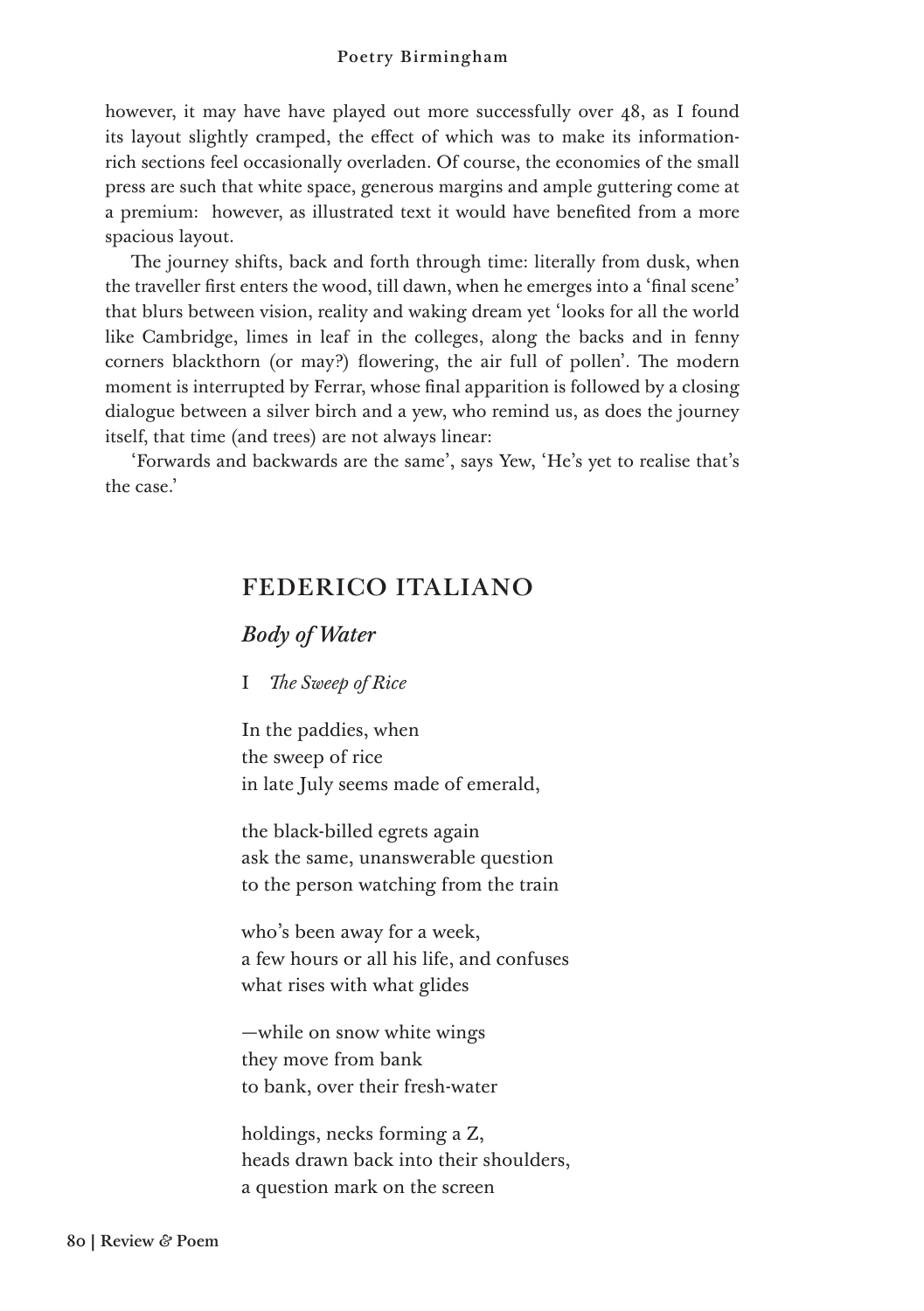however, it may have have played out more successfully over 48, as I found its layout slightly cramped, the effect of which was to make its information-rich sections feel occasionally overladen. Of course, the economies of the small press are such that white space, generous margins and ample guttering come at a premium: however, as illustrated text it would have benefited from a more spacious layout.

The journey shifts, back and forth through time: literally from dusk, when the traveller first enters the wood, till dawn, when he emerges into a 'final scene' that blurs between vision, reality and waking dream yet 'looks for all the world like Cambridge, limes in leaf in the colleges, along the backs and in fenny corners blackthorn (or may?) flowering, the air full of pollen'. The modern moment is interrupted by Ferrar, whose final apparition is followed by a closing dialogue between a silver birch and a yew, who remind us, as does the journey itself, that time (and trees) are not always linear:

'Forwards and backwards are the same', says Yew, 'He's yet to realise that's the case.'

## FEDERICO ITALIANO

### *Body of Water*

I *The Sweep of Rice*

In the paddies, when  
the sweep of rice  
in late July seems made of emerald,

the black-billed egrets again  
ask the same, unanswerable question  
to the person watching from the train

who's been away for a week,  
a few hours or all his life, and confuses  
what rises with what glides

—while on snow white wings  
they move from bank  
to bank, over their fresh-water

holdings, necks forming a Z,  
heads drawn back into their shoulders,  
a question mark on the screen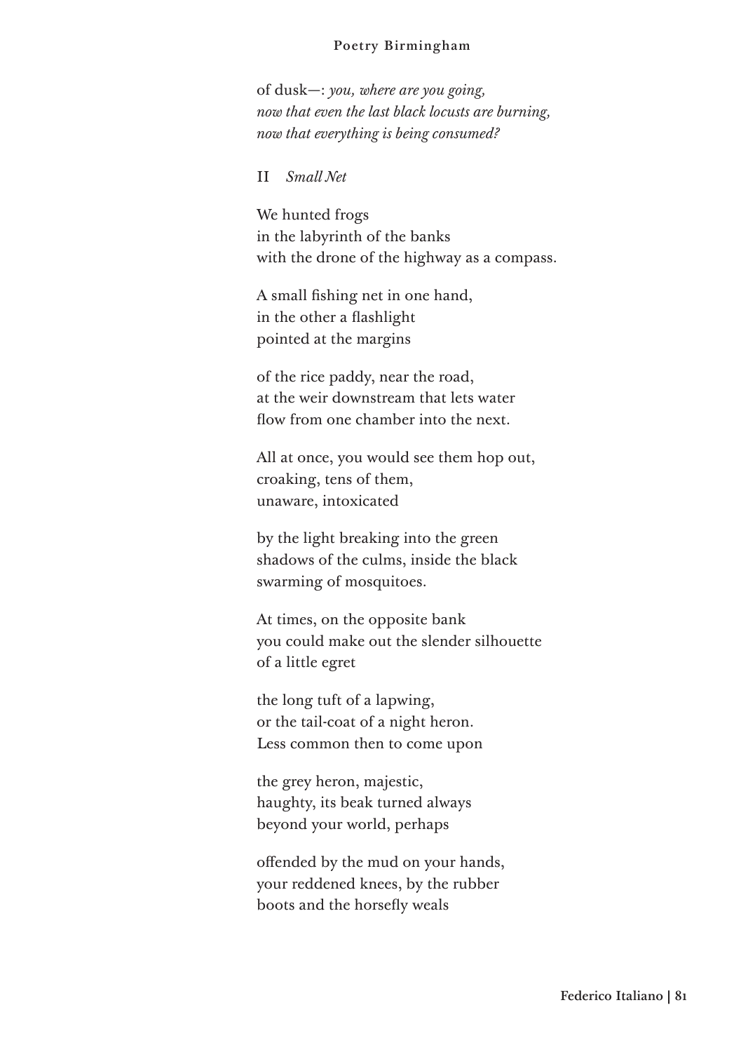of dusk—: *you, where are you going,*
*now that even the last black locusts are burning,*
*now that everything is being consumed?*

II *Small Net*

We hunted frogs
in the labyrinth of the banks
with the drone of the highway as a compass.

A small fishing net in one hand,
in the other a flashlight
pointed at the margins

of the rice paddy, near the road,
at the weir downstream that lets water
flow from one chamber into the next.

All at once, you would see them hop out,
croaking, tens of them,
unaware, intoxicated

by the light breaking into the green
shadows of the culms, inside the black
swarming of mosquitoes.

At times, on the opposite bank
you could make out the slender silhouette
of a little egret

the long tuft of a lapwing,
or the tail-coat of a night heron.
Less common then to come upon

the grey heron, majestic,
haughty, its beak turned always
beyond your world, perhaps

offended by the mud on your hands,
your reddened knees, by the rubber
boots and the horsefly weals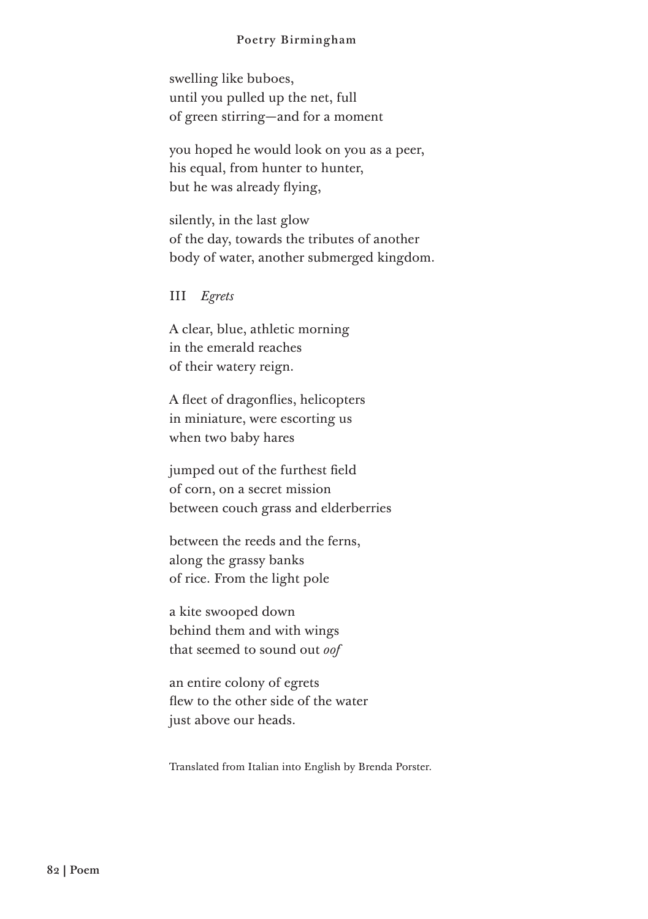swelling like buboes,
until you pulled up the net, full
of green stirring—and for a moment

you hoped he would look on you as a peer,
his equal, from hunter to hunter,
but he was already flying,

silently, in the last glow
of the day, towards the tributes of another
body of water, another submerged kingdom.

### III *Egrets*

A clear, blue, athletic morning
in the emerald reaches
of their watery reign.

A fleet of dragonflies, helicopters
in miniature, were escorting us
when two baby hares

jumped out of the furthest field
of corn, on a secret mission
between couch grass and elderberries

between the reeds and the ferns,
along the grassy banks
of rice. From the light pole

a kite swooped down
behind them and with wings
that seemed to sound out *oof*

an entire colony of egrets
flew to the other side of the water
just above our heads.

Translated from Italian into English by Brenda Porster.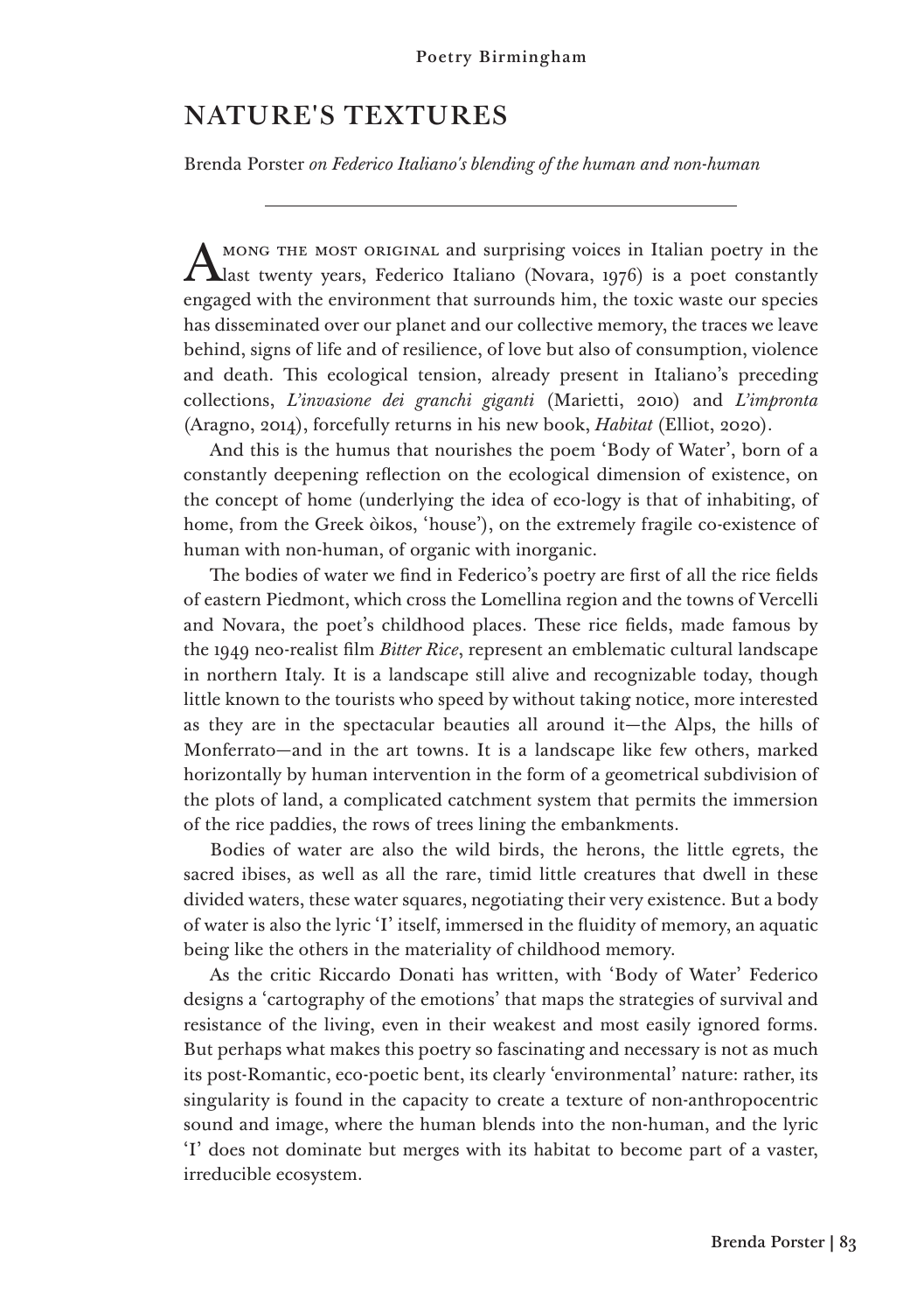# NATURE'S TEXTURES

Brenda Porster *on Federico Italiano's blending of the human and non-human*

---

Among the most original and surprising voices in Italian poetry in the last twenty years, Federico Italiano (Novara, 1976) is a poet constantly engaged with the environment that surrounds him, the toxic waste our species has disseminated over our planet and our collective memory, the traces we leave behind, signs of life and of resilience, of love but also of consumption, violence and death. This ecological tension, already present in Italiano's preceding collections, *L'invasione dei granchi giganti* (Marietti, 2010) and *L'impronta* (Aragno, 2014), forcefully returns in his new book, *Habitat* (Elliot, 2020).

And this is the humus that nourishes the poem 'Body of Water', born of a constantly deepening reflection on the ecological dimension of existence, on the concept of home (underlying the idea of eco-logy is that of inhabiting, of home, from the Greek òikos, 'house'), on the extremely fragile co-existence of human with non-human, of organic with inorganic.

The bodies of water we find in Federico's poetry are first of all the rice fields of eastern Piedmont, which cross the Lomellina region and the towns of Vercelli and Novara, the poet's childhood places. These rice fields, made famous by the 1949 neo-realist film *Bitter Rice*, represent an emblematic cultural landscape in northern Italy. It is a landscape still alive and recognizable today, though little known to the tourists who speed by without taking notice, more interested as they are in the spectacular beauties all around it—the Alps, the hills of Monferrato—and in the art towns. It is a landscape like few others, marked horizontally by human intervention in the form of a geometrical subdivision of the plots of land, a complicated catchment system that permits the immersion of the rice paddies, the rows of trees lining the embankments.

Bodies of water are also the wild birds, the herons, the little egrets, the sacred ibises, as well as all the rare, timid little creatures that dwell in these divided waters, these water squares, negotiating their very existence. But a body of water is also the lyric 'I' itself, immersed in the fluidity of memory, an aquatic being like the others in the materiality of childhood memory.

As the critic Riccardo Donati has written, with 'Body of Water' Federico designs a 'cartography of the emotions' that maps the strategies of survival and resistance of the living, even in their weakest and most easily ignored forms. But perhaps what makes this poetry so fascinating and necessary is not as much its post-Romantic, eco-poetic bent, its clearly 'environmental' nature: rather, its singularity is found in the capacity to create a texture of non-anthropocentric sound and image, where the human blends into the non-human, and the lyric 'I' does not dominate but merges with its habitat to become part of a vaster, irreducible ecosystem.